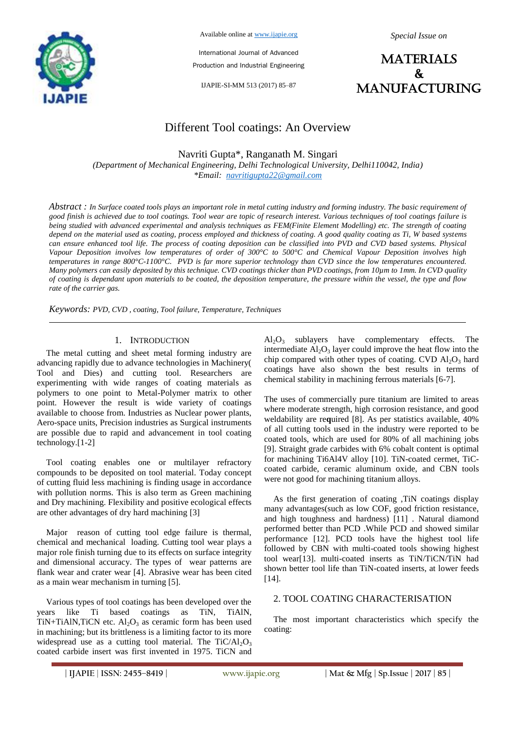# Different Tool coatings: An Overview

Navriti Gupta*, Ranganath M. Singari

*(Department of Mechanical Engineering, Delhi Technological University, Delhi110042, India)*
**Email: navritigupta22@gmail.com*

*Abstract : In Surface coated tools plays an important role in metal cutting industry and forming industry. The basic requirement of good finish is achieved due to tool coatings. Tool wear are topic of research interest. Various techniques of tool coatings failure is being studied with advanced experimental and analysis techniques as FEM(Finite Element Modelling) etc. The strength of coating depend on the material used as coating, process employed and thickness of coating. A good quality coating as Ti, W based systems can ensure enhanced tool life. The process of coating deposition can be classified into PVD and CVD based systems. Physical Vapour Deposition involves low temperatures of order of 300°C to 500°C and Chemical Vapour Deposition involves high temperatures in range 800°C-1100°C. PVD is far more superior technology than CVD since the low temperatures encountered. Many polymers can easily deposited by this technique. CVD coatings thicker than PVD coatings, from 10µm to 1mm. In CVD quality of coating is dependant upon materials to be coated, the deposition temperature, the pressure within the vessel, the type and flow rate of the carrier gas.*

*Keywords: PVD, CVD , coating, Tool failure, Temperature, Techniques*

## 1. Introduction

The metal cutting and sheet metal forming industry are advancing rapidly due to advance technologies in Machinery( Tool and Dies) and cutting tool. Researchers are experimenting with wide ranges of coating materials as polymers to one point to Metal-Polymer matrix to other point. However the result is wide variety of coatings available to choose from. Industries as Nuclear power plants, Aero-space units, Precision industries as Surgical instruments are possible due to rapid and advancement in tool coating technology.[1-2]

Tool coating enables one or multilayer refractory compounds to be deposited on tool material. Today concept of cutting fluid less machining is finding usage in accordance with pollution norms. This is also term as Green machining and Dry machining. Flexibility and positive ecological effects are other advantages of dry hard machining [3]

Major reason of cutting tool edge failure is thermal, chemical and mechanical loading. Cutting tool wear plays a major role finish turning due to its effects on surface integrity and dimensional accuracy. The types of wear patterns are flank wear and crater wear [4]. Abrasive wear has been cited as a main wear mechanism in turning [5].

Various types of tool coatings has been developed over the years like Ti based coatings as TiN, TiAlN, TiN+TiAlN,TiCN etc. $Al_2O_3$ as ceramic form has been used in machining; but its brittleness is a limiting factor to its more widespread use as a cutting tool material. The $TiC/Al_2O_3$ coated carbide insert was first invented in 1975. TiCN and $Al_2O_3$ sublayers have complementary effects. The intermediate $Al_2O_3$ layer could improve the heat flow into the chip compared with other types of coating. CVD $Al_2O_3$ hard coatings have also shown the best results in terms of chemical stability in machining ferrous materials [6-7].

The uses of commercially pure titanium are limited to areas where moderate strength, high corrosion resistance, and good weldability are re**q**uired [8]. As per statistics available, 40% of all cutting tools used in the industry were reported to be coated tools, which are used for 80% of all machining jobs [9]. Straight grade carbides with 6% cobalt content is optimal for machining Ti6Al4V alloy [10]. TiN-coated cermet, TiC-coated carbide, ceramic aluminum oxide, and CBN tools were not good for machining titanium alloys.

As the first generation of coating ,TiN coatings display many advantages(such as low COF, good friction resistance, and high toughness and hardness) [11] . Natural diamond performed better than PCD .While PCD and showed similar performance [12]. PCD tools have the highest tool life followed by CBN with multi-coated tools showing highest tool wear[13]. multi-coated inserts as TiN/TiCN/TiN had shown better tool life than TiN-coated inserts, at lower feeds [14].

## 2. TOOL COATING CHARACTERISATION

The most important characteristics which specify the coating: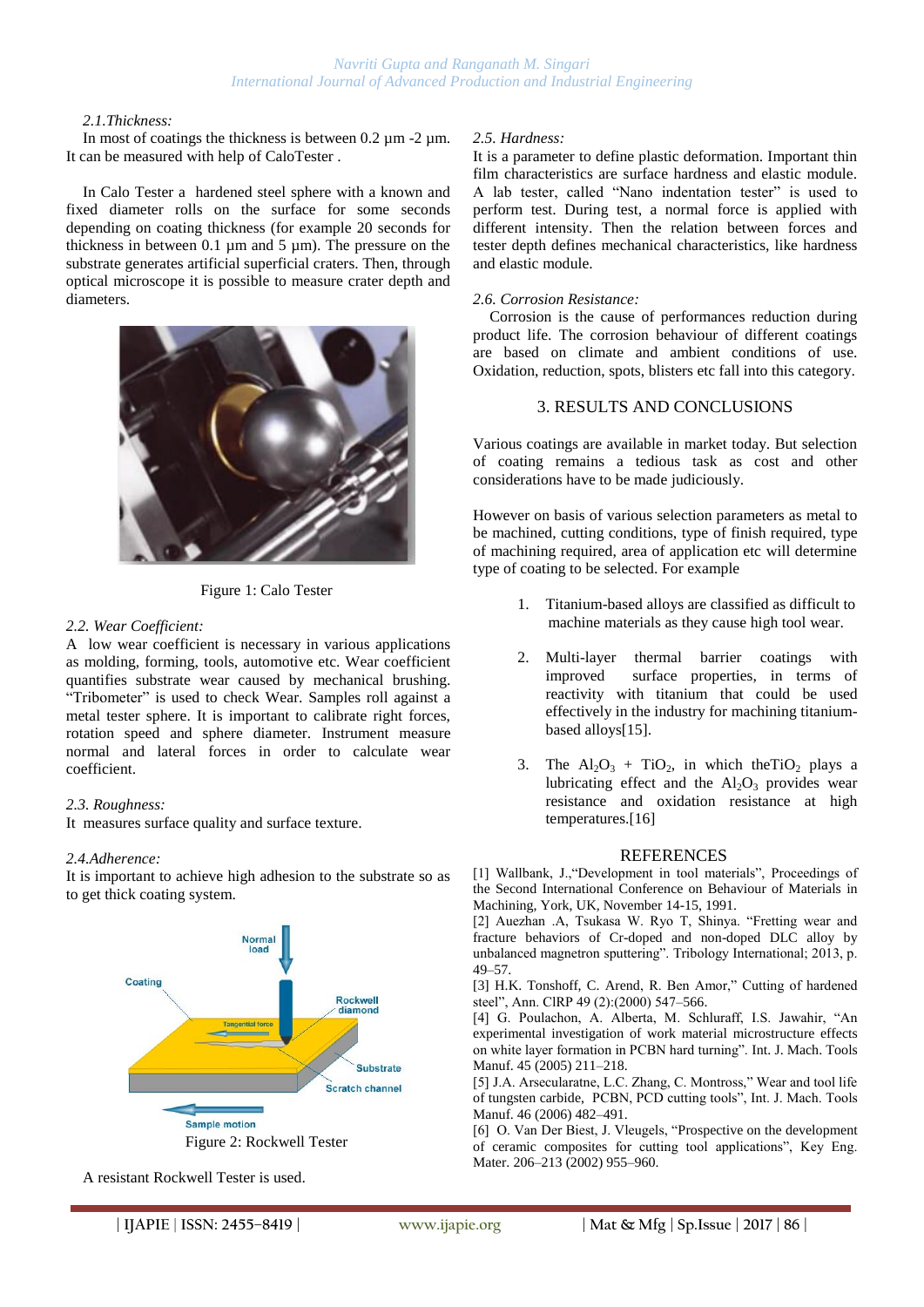### 2.1. Thickness:

In most of coatings the thickness is between 0.2 µm -2 µm. It can be measured with help of CaloTester .

In Calo Tester a hardened steel sphere with a known and fixed diameter rolls on the surface for some seconds depending on coating thickness (for example 20 seconds for thickness in between 0.1 µm and 5 µm). The pressure on the substrate generates artificial superficial craters. Then, through optical microscope it is possible to measure crater depth and diameters.

Figure 1: Calo Tester

### 2.2. Wear Coefficient:

A low wear coefficient is necessary in various applications as molding, forming, tools, automotive etc. Wear coefficient quantifies substrate wear caused by mechanical brushing. "Tribometer" is used to check Wear. Samples roll against a metal tester sphere. It is important to calibrate right forces, rotation speed and sphere diameter. Instrument measure normal and lateral forces in order to calculate wear coefficient.

### 2.3. Roughness:

It measures surface quality and surface texture.

### 2.4. Adherence:

It is important to achieve high adhesion to the substrate so as to get thick coating system.

Figure 2: Rockwell Tester

A resistant Rockwell Tester is used.

### 2.5. Hardness:

It is a parameter to define plastic deformation. Important thin film characteristics are surface hardness and elastic module. A lab tester, called "Nano indentation tester" is used to perform test. During test, a normal force is applied with different intensity. Then the relation between forces and tester depth defines mechanical characteristics, like hardness and elastic module.

### 2.6. Corrosion Resistance:

Corrosion is the cause of performances reduction during product life. The corrosion behaviour of different coatings are based on climate and ambient conditions of use. Oxidation, reduction, spots, blisters etc fall into this category.

## 3. RESULTS AND CONCLUSIONS

Various coatings are available in market today. But selection of coating remains a tedious task as cost and other considerations have to be made judiciously.

However on basis of various selection parameters as metal to be machined, cutting conditions, type of finish required, type of machining required, area of application etc will determine type of coating to be selected. For example

1. Titanium-based alloys are classified as difficult to machine materials as they cause high tool wear.
2. Multi-layer thermal barrier coatings with improved surface properties, in terms of reactivity with titanium that could be used effectively in the industry for machining titanium-based alloys[15].
3. The $Al_2O_3$ + $TiO_2$, in which the $TiO_2$ plays a lubricating effect and the $Al_2O_3$ provides wear resistance and oxidation resistance at high temperatures.[16]

## REFERENCES

[1] Wallbank, J.,"Development in tool materials", Proceedings of the Second International Conference on Behaviour of Materials in Machining, York, UK, November 14-15, 1991.

[2] Auezhan .A, Tsukasa W. Ryo T, Shinya. "Fretting wear and fracture behaviors of Cr-doped and non-doped DLC alloy by unbalanced magnetron sputtering". Tribology International; 2013, p. 49–57.

[3] H.K. Tonshoff, C. Arend, R. Ben Amor," Cutting of hardened steel", Ann. CIRP 49 (2):(2000) 547–566.

[4] G. Poulachon, A. Alberta, M. Schluraff, I.S. Jawahir, "An experimental investigation of work material microstructure effects on white layer formation in PCBN hard turning". Int. J. Mach. Tools Manuf. 45 (2005) 211–218.

[5] J.A. Arsecularatne, L.C. Zhang, C. Montross," Wear and tool life of tungsten carbide, PCBN, PCD cutting tools", Int. J. Mach. Tools Manuf. 46 (2006) 482–491.

[6] O. Van Der Biest, J. Vleugels, "Prospective on the development of ceramic composites for cutting tool applications", Key Eng. Mater. 206–213 (2002) 955–960.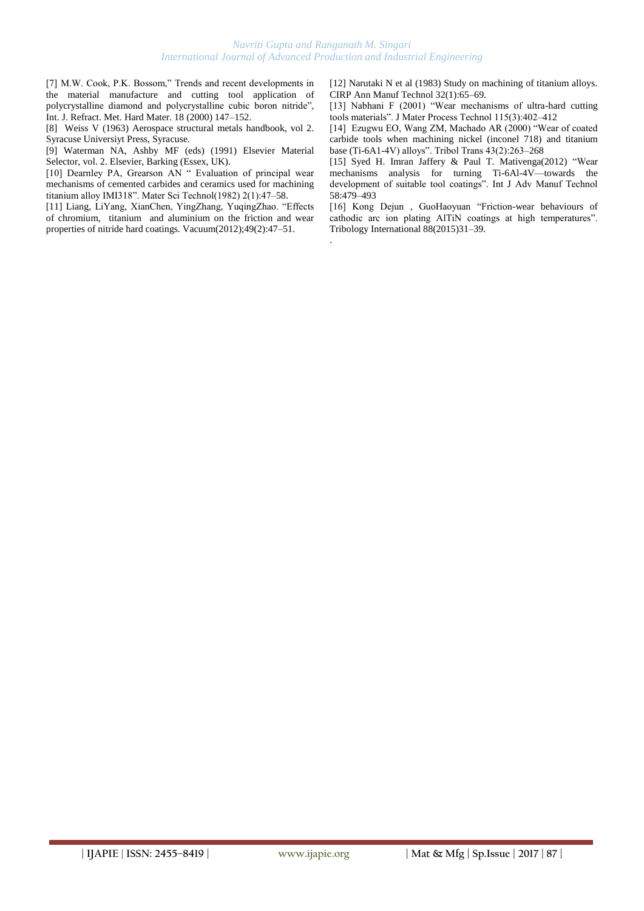[7] M.W. Cook, P.K. Bossom," Trends and recent developments in the material manufacture and cutting tool application of polycrystalline diamond and polycrystalline cubic boron nitride", Int. J. Refract. Met. Hard Mater. 18 (2000) 147–152.

[8] Weiss V (1963) Aerospace structural metals handbook, vol 2. Syracuse Universiyt Press, Syracuse.

[9] Waterman NA, Ashby MF (eds) (1991) Elsevier Material Selector, vol. 2. Elsevier, Barking (Essex, UK).

[10] Dearnley PA, Grearson AN " Evaluation of principal wear mechanisms of cemented carbides and ceramics used for machining titanium alloy IMI318". Mater Sci Technol(1982) 2(1):47–58.

[11] Liang, LiYang, XianChen, YingZhang, YuqingZhao. "Effects of chromium, titanium and aluminium on the friction and wear properties of nitride hard coatings. Vacuum(2012);49(2):47–51.

[12] Narutaki N et al (1983) Study on machining of titanium alloys. CIRP Ann Manuf Technol 32(1):65–69.

[13] Nabhani F (2001) "Wear mechanisms of ultra-hard cutting tools materials". J Mater Process Technol 115(3):402–412

[14] Ezugwu EO, Wang ZM, Machado AR (2000) "Wear of coated carbide tools when machining nickel (inconel 718) and titanium base (Ti-6A1-4V) alloys". Tribol Trans 43(2):263–268

[15] Syed H. Imran Jaffery & Paul T. Mativenga(2012) "Wear mechanisms analysis for turning Ti-6Al-4V—towards the development of suitable tool coatings". Int J Adv Manuf Technol 58:479–493

[16] Kong Dejun , GuoHaoyuan "Friction-wear behaviours of cathodic arc ion plating AlTiN coatings at high temperatures". Tribology International 88(2015)31–39.